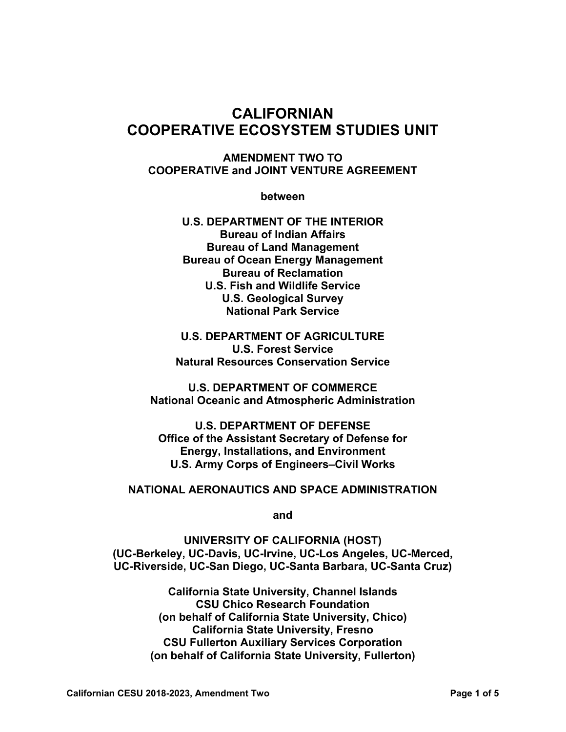# CALIFORNIAN
# COOPERATIVE ECOSYSTEM STUDIES UNIT

**AMENDMENT TWO TO**
**COOPERATIVE and JOINT VENTURE AGREEMENT**

**between**

**U.S. DEPARTMENT OF THE INTERIOR**
**Bureau of Indian Affairs**
**Bureau of Land Management**
**Bureau of Ocean Energy Management**
**Bureau of Reclamation**
**U.S. Fish and Wildlife Service**
**U.S. Geological Survey**
**National Park Service**

**U.S. DEPARTMENT OF AGRICULTURE**
**U.S. Forest Service**
**Natural Resources Conservation Service**

**U.S. DEPARTMENT OF COMMERCE**
**National Oceanic and Atmospheric Administration**

**U.S. DEPARTMENT OF DEFENSE**
**Office of the Assistant Secretary of Defense for**
**Energy, Installations, and Environment**
**U.S. Army Corps of Engineers–Civil Works**

**NATIONAL AERONAUTICS AND SPACE ADMINISTRATION**

**and**

**UNIVERSITY OF CALIFORNIA (HOST)**
**(UC-Berkeley, UC-Davis, UC-Irvine, UC-Los Angeles, UC-Merced,**
**UC-Riverside, UC-San Diego, UC-Santa Barbara, UC-Santa Cruz)**

**California State University, Channel Islands**
**CSU Chico Research Foundation**
**(on behalf of California State University, Chico)**
**California State University, Fresno**
**CSU Fullerton Auxiliary Services Corporation**
**(on behalf of California State University, Fullerton)**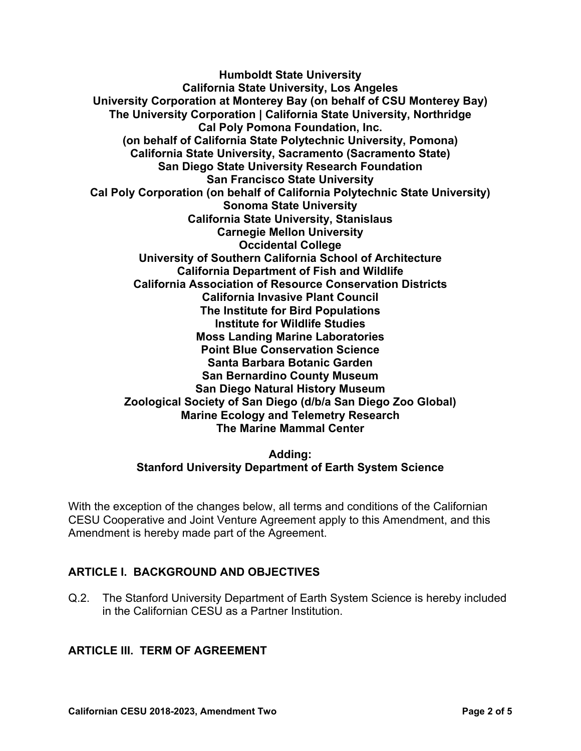**Humboldt State University**
**California State University, Los Angeles**
**University Corporation at Monterey Bay (on behalf of CSU Monterey Bay)**
**The University Corporation | California State University, Northridge**
**Cal Poly Pomona Foundation, Inc.**
**(on behalf of California State Polytechnic University, Pomona)**
**California State University, Sacramento (Sacramento State)**
**San Diego State University Research Foundation**
**San Francisco State University**
**Cal Poly Corporation (on behalf of California Polytechnic State University)**
**Sonoma State University**
**California State University, Stanislaus**
**Carnegie Mellon University**
**Occidental College**
**University of Southern California School of Architecture**
**California Department of Fish and Wildlife**
**California Association of Resource Conservation Districts**
**California Invasive Plant Council**
**The Institute for Bird Populations**
**Institute for Wildlife Studies**
**Moss Landing Marine Laboratories**
**Point Blue Conservation Science**
**Santa Barbara Botanic Garden**
**San Bernardino County Museum**
**San Diego Natural History Museum**
**Zoological Society of San Diego (d/b/a San Diego Zoo Global)**
**Marine Ecology and Telemetry Research**
**The Marine Mammal Center**

**Adding:**
**Stanford University Department of Earth System Science**

With the exception of the changes below, all terms and conditions of the Californian CESU Cooperative and Joint Venture Agreement apply to this Amendment, and this Amendment is hereby made part of the Agreement.

## ARTICLE I. BACKGROUND AND OBJECTIVES

Q.2. The Stanford University Department of Earth System Science is hereby included in the Californian CESU as a Partner Institution.

## ARTICLE III. TERM OF AGREEMENT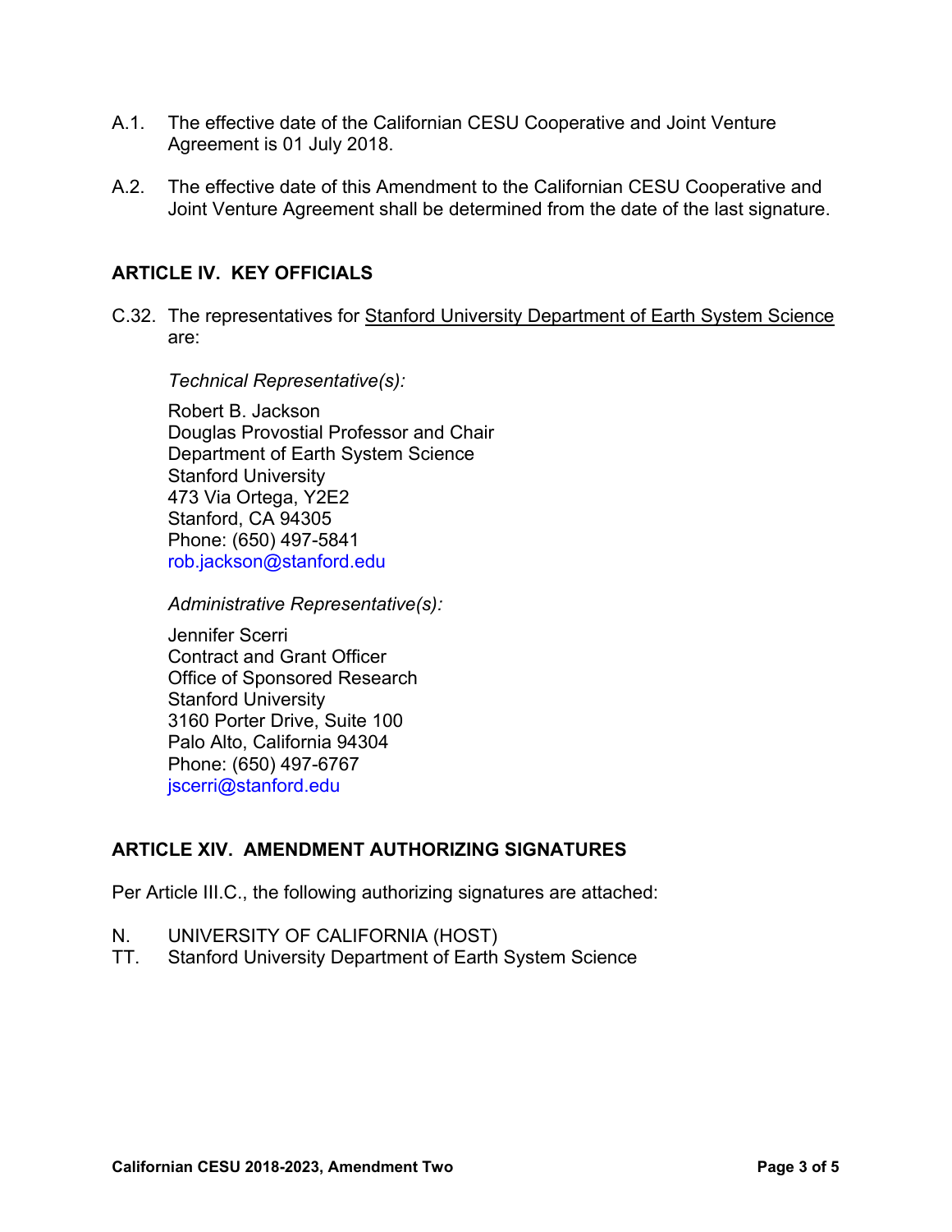A.1. The effective date of the Californian CESU Cooperative and Joint Venture Agreement is 01 July 2018.

A.2. The effective date of this Amendment to the Californian CESU Cooperative and Joint Venture Agreement shall be determined from the date of the last signature.

## ARTICLE IV. KEY OFFICIALS

C.32. The representatives for Stanford University Department of Earth System Science are:

*Technical Representative(s):*

Robert B. Jackson
Douglas Provostial Professor and Chair
Department of Earth System Science
Stanford University
473 Via Ortega, Y2E2
Stanford, CA 94305
Phone: (650) 497-5841
rob.jackson@stanford.edu

*Administrative Representative(s):*

Jennifer Scerri
Contract and Grant Officer
Office of Sponsored Research
Stanford University
3160 Porter Drive, Suite 100
Palo Alto, California 94304
Phone: (650) 497-6767
jscerri@stanford.edu

## ARTICLE XIV. AMENDMENT AUTHORIZING SIGNATURES

Per Article III.C., the following authorizing signatures are attached:

N. UNIVERSITY OF CALIFORNIA (HOST)
TT. Stanford University Department of Earth System Science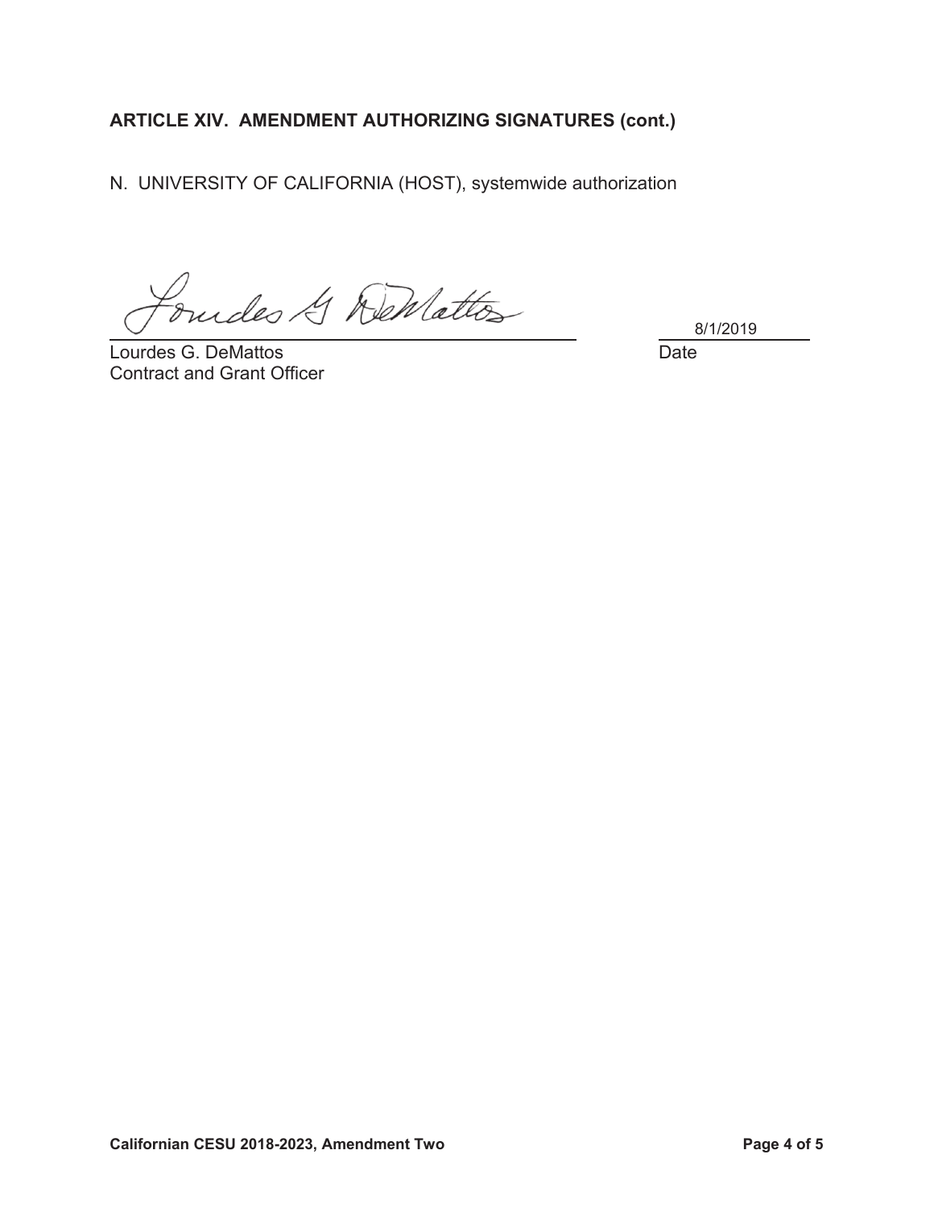**ARTICLE XIV. AMENDMENT AUTHORIZING SIGNATURES (cont.)**

N. UNIVERSITY OF CALIFORNIA (HOST), systemwide authorization

Lourdes G. DeMattos
Contract and Grant Officer

8/1/2019
Date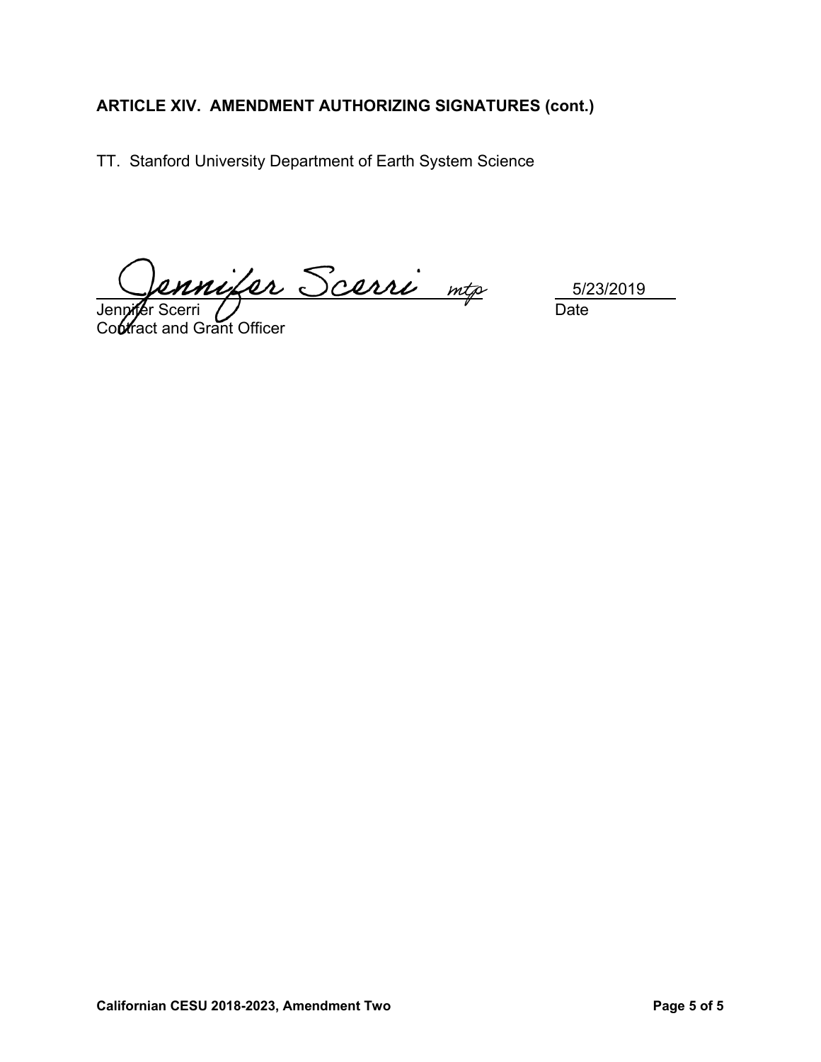**ARTICLE XIV. AMENDMENT AUTHORIZING SIGNATURES (cont.)**

TT. Stanford University Department of Earth System Science

Jennifer Scerri mtp — 5/23/2019

Jennifer Scerri
Contract and Grant Officer

Date